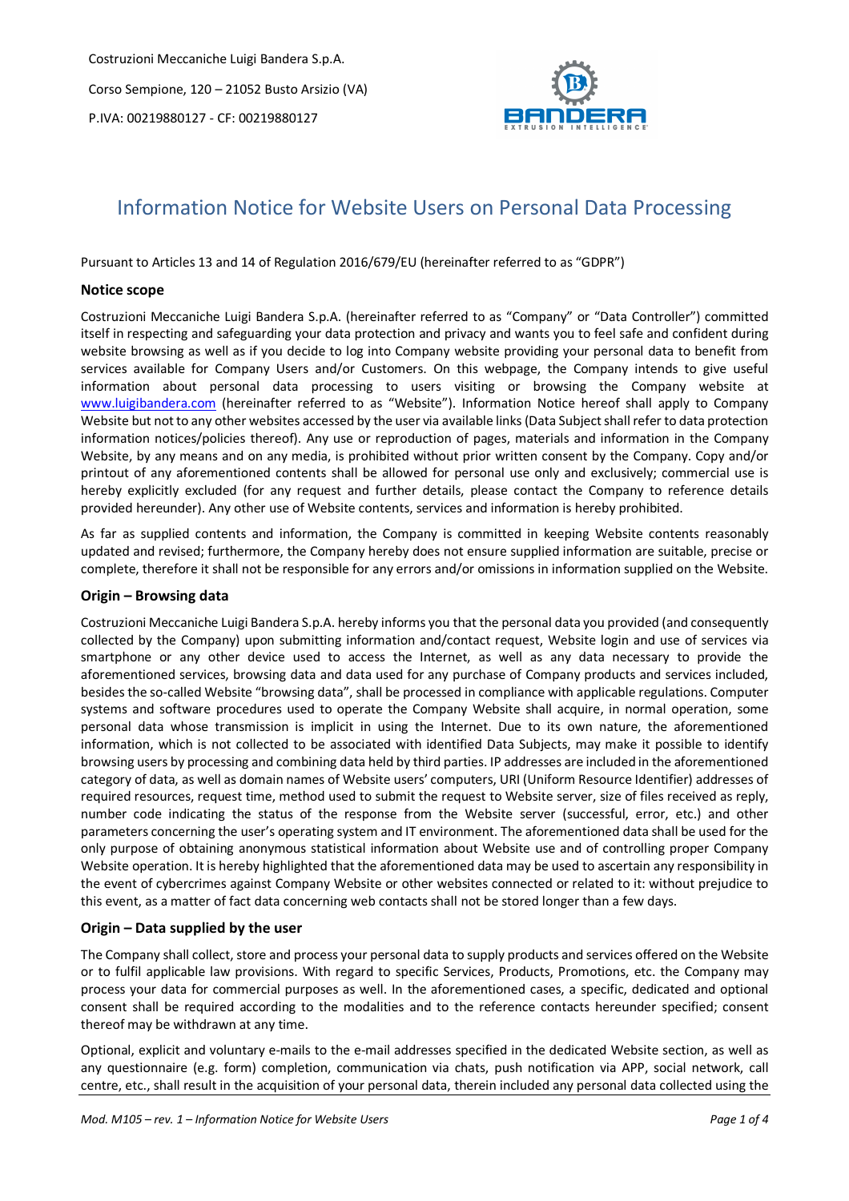Costruzioni Meccaniche Luigi Bandera S.p.A.

Corso Sempione, 120 – 21052 Busto Arsizio (VA)

P.IVA: 00219880127 - CF: 00219880127

# Information Notice for Website Users on Personal Data Processing

Pursuant to Articles 13 and 14 of Regulation 2016/679/EU (hereinafter referred to as "GDPR")

### Notice scope

Costruzioni Meccaniche Luigi Bandera S.p.A. (hereinafter referred to as "Company" or "Data Controller") committed itself in respecting and safeguarding your data protection and privacy and wants you to feel safe and confident during website browsing as well as if you decide to log into Company website providing your personal data to benefit from services available for Company Users and/or Customers. On this webpage, the Company intends to give useful information about personal data processing to users visiting or browsing the Company website at [www.luigibandera.com](http://www.luigibandera.com) (hereinafter referred to as "Website"). Information Notice hereof shall apply to Company Website but not to any other websites accessed by the user via available links (Data Subject shall refer to data protection information notices/policies thereof). Any use or reproduction of pages, materials and information in the Company Website, by any means and on any media, is prohibited without prior written consent by the Company. Copy and/or printout of any aforementioned contents shall be allowed for personal use only and exclusively; commercial use is hereby explicitly excluded (for any request and further details, please contact the Company to reference details provided hereunder). Any other use of Website contents, services and information is hereby prohibited.

As far as supplied contents and information, the Company is committed in keeping Website contents reasonably updated and revised; furthermore, the Company hereby does not ensure supplied information are suitable, precise or complete, therefore it shall not be responsible for any errors and/or omissions in information supplied on the Website.

### Origin – Browsing data

Costruzioni Meccaniche Luigi Bandera S.p.A. hereby informs you that the personal data you provided (and consequently collected by the Company) upon submitting information and/contact request, Website login and use of services via smartphone or any other device used to access the Internet, as well as any data necessary to provide the aforementioned services, browsing data and data used for any purchase of Company products and services included, besides the so-called Website "browsing data", shall be processed in compliance with applicable regulations. Computer systems and software procedures used to operate the Company Website shall acquire, in normal operation, some personal data whose transmission is implicit in using the Internet. Due to its own nature, the aforementioned information, which is not collected to be associated with identified Data Subjects, may make it possible to identify browsing users by processing and combining data held by third parties. IP addresses are included in the aforementioned category of data, as well as domain names of Website users' computers, URI (Uniform Resource Identifier) addresses of required resources, request time, method used to submit the request to Website server, size of files received as reply, number code indicating the status of the response from the Website server (successful, error, etc.) and other parameters concerning the user's operating system and IT environment. The aforementioned data shall be used for the only purpose of obtaining anonymous statistical information about Website use and of controlling proper Company Website operation. It is hereby highlighted that the aforementioned data may be used to ascertain any responsibility in the event of cybercrimes against Company Website or other websites connected or related to it: without prejudice to this event, as a matter of fact data concerning web contacts shall not be stored longer than a few days.

### Origin – Data supplied by the user

The Company shall collect, store and process your personal data to supply products and services offered on the Website or to fulfil applicable law provisions. With regard to specific Services, Products, Promotions, etc. the Company may process your data for commercial purposes as well. In the aforementioned cases, a specific, dedicated and optional consent shall be required according to the modalities and to the reference contacts hereunder specified; consent thereof may be withdrawn at any time.

Optional, explicit and voluntary e-mails to the e-mail addresses specified in the dedicated Website section, as well as any questionnaire (e.g. form) completion, communication via chats, push notification via APP, social network, call centre, etc., shall result in the acquisition of your personal data, therein included any personal data collected using the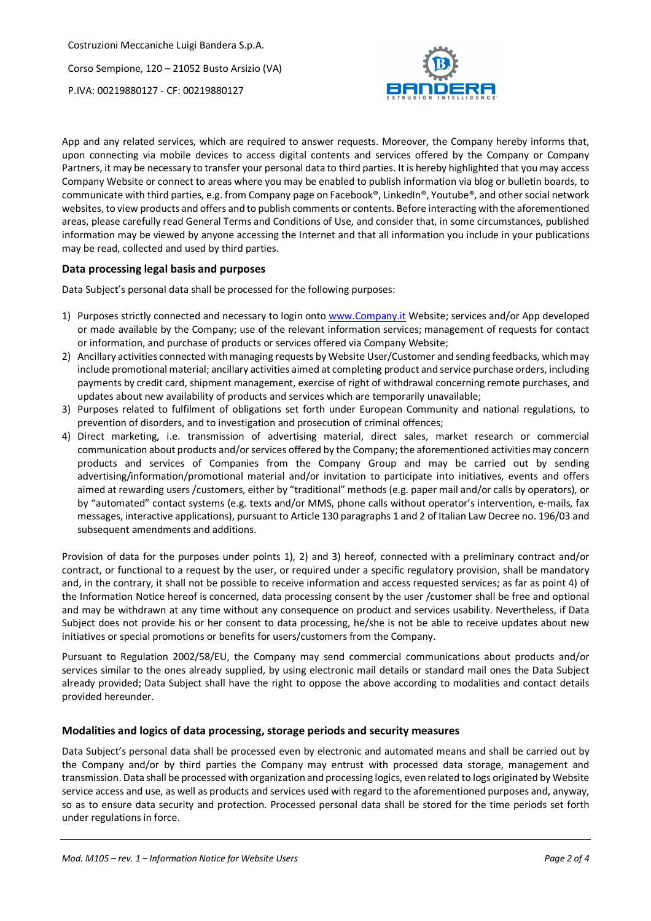App and any related services, which are required to answer requests. Moreover, the Company hereby informs that, upon connecting via mobile devices to access digital contents and services offered by the Company or Company Partners, it may be necessary to transfer your personal data to third parties. It is hereby highlighted that you may access Company Website or connect to areas where you may be enabled to publish information via blog or bulletin boards, to communicate with third parties, e.g. from Company page on Facebook®, LinkedIn®, Youtube®, and other social network websites, to view products and offers and to publish comments or contents. Before interacting with the aforementioned areas, please carefully read General Terms and Conditions of Use, and consider that, in some circumstances, published information may be viewed by anyone accessing the Internet and that all information you include in your publications may be read, collected and used by third parties.

### Data processing legal basis and purposes

Data Subject's personal data shall be processed for the following purposes:

1) Purposes strictly connected and necessary to login onto www.Company.it Website; services and/or App developed or made available by the Company; use of the relevant information services; management of requests for contact or information, and purchase of products or services offered via Company Website;
2) Ancillary activities connected with managing requests by Website User/Customer and sending feedbacks, which may include promotional material; ancillary activities aimed at completing product and service purchase orders, including payments by credit card, shipment management, exercise of right of withdrawal concerning remote purchases, and updates about new availability of products and services which are temporarily unavailable;
3) Purposes related to fulfilment of obligations set forth under European Community and national regulations, to prevention of disorders, and to investigation and prosecution of criminal offences;
4) Direct marketing, i.e. transmission of advertising material, direct sales, market research or commercial communication about products and/or services offered by the Company; the aforementioned activities may concern products and services of Companies from the Company Group and may be carried out by sending advertising/information/promotional material and/or invitation to participate into initiatives, events and offers aimed at rewarding users /customers, either by "traditional" methods (e.g. paper mail and/or calls by operators), or by "automated" contact systems (e.g. texts and/or MMS, phone calls without operator's intervention, e-mails, fax messages, interactive applications), pursuant to Article 130 paragraphs 1 and 2 of Italian Law Decree no. 196/03 and subsequent amendments and additions.

Provision of data for the purposes under points 1), 2) and 3) hereof, connected with a preliminary contract and/or contract, or functional to a request by the user, or required under a specific regulatory provision, shall be mandatory and, in the contrary, it shall not be possible to receive information and access requested services; as far as point 4) of the Information Notice hereof is concerned, data processing consent by the user /customer shall be free and optional and may be withdrawn at any time without any consequence on product and services usability. Nevertheless, if Data Subject does not provide his or her consent to data processing, he/she is not be able to receive updates about new initiatives or special promotions or benefits for users/customers from the Company.

Pursuant to Regulation 2002/58/EU, the Company may send commercial communications about products and/or services similar to the ones already supplied, by using electronic mail details or standard mail ones the Data Subject already provided; Data Subject shall have the right to oppose the above according to modalities and contact details provided hereunder.

### Modalities and logics of data processing, storage periods and security measures

Data Subject's personal data shall be processed even by electronic and automated means and shall be carried out by the Company and/or by third parties the Company may entrust with processed data storage, management and transmission. Data shall be processed with organization and processing logics, even related to logs originated by Website service access and use, as well as products and services used with regard to the aforementioned purposes and, anyway, so as to ensure data security and protection. Processed personal data shall be stored for the time periods set forth under regulations in force.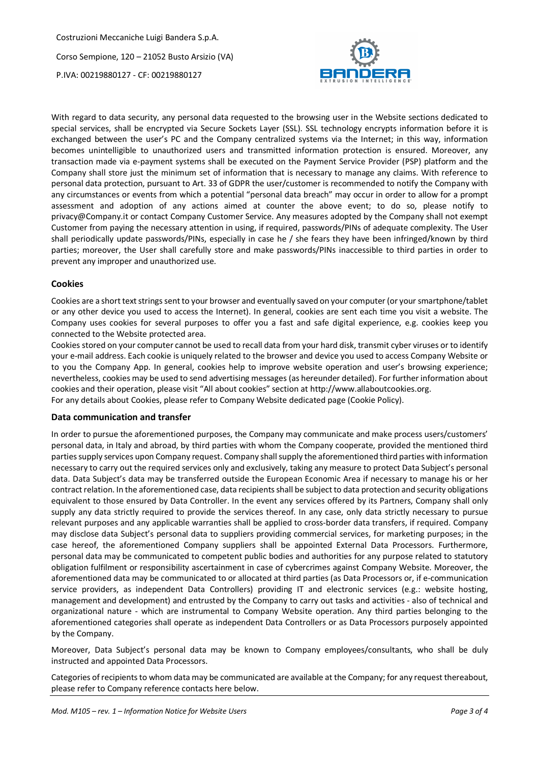With regard to data security, any personal data requested to the browsing user in the Website sections dedicated to special services, shall be encrypted via Secure Sockets Layer (SSL). SSL technology encrypts information before it is exchanged between the user's PC and the Company centralized systems via the Internet; in this way, information becomes unintelligible to unauthorized users and transmitted information protection is ensured. Moreover, any transaction made via e-payment systems shall be executed on the Payment Service Provider (PSP) platform and the Company shall store just the minimum set of information that is necessary to manage any claims. With reference to personal data protection, pursuant to Art. 33 of GDPR the user/customer is recommended to notify the Company with any circumstances or events from which a potential "personal data breach" may occur in order to allow for a prompt assessment and adoption of any actions aimed at counter the above event; to do so, please notify to privacy@Company.it or contact Company Customer Service. Any measures adopted by the Company shall not exempt Customer from paying the necessary attention in using, if required, passwords/PINs of adequate complexity. The User shall periodically update passwords/PINs, especially in case he / she fears they have been infringed/known by third parties; moreover, the User shall carefully store and make passwords/PINs inaccessible to third parties in order to prevent any improper and unauthorized use.

## Cookies

Cookies are a short text strings sent to your browser and eventually saved on your computer (or your smartphone/tablet or any other device you used to access the Internet). In general, cookies are sent each time you visit a website. The Company uses cookies for several purposes to offer you a fast and safe digital experience, e.g. cookies keep you connected to the Website protected area.

Cookies stored on your computer cannot be used to recall data from your hard disk, transmit cyber viruses or to identify your e-mail address. Each cookie is uniquely related to the browser and device you used to access Company Website or to you the Company App. In general, cookies help to improve website operation and user's browsing experience; nevertheless, cookies may be used to send advertising messages (as hereunder detailed). For further information about cookies and their operation, please visit "All about cookies" section at http://www.allaboutcookies.org.
For any details about Cookies, please refer to Company Website dedicated page (Cookie Policy).

## Data communication and transfer

In order to pursue the aforementioned purposes, the Company may communicate and make process users/customers' personal data, in Italy and abroad, by third parties with whom the Company cooperate, provided the mentioned third parties supply services upon Company request. Company shall supply the aforementioned third parties with information necessary to carry out the required services only and exclusively, taking any measure to protect Data Subject's personal data. Data Subject's data may be transferred outside the European Economic Area if necessary to manage his or her contract relation. In the aforementioned case, data recipients shall be subject to data protection and security obligations equivalent to those ensured by Data Controller. In the event any services offered by its Partners, Company shall only supply any data strictly required to provide the services thereof. In any case, only data strictly necessary to pursue relevant purposes and any applicable warranties shall be applied to cross-border data transfers, if required. Company may disclose data Subject's personal data to suppliers providing commercial services, for marketing purposes; in the case hereof, the aforementioned Company suppliers shall be appointed External Data Processors. Furthermore, personal data may be communicated to competent public bodies and authorities for any purpose related to statutory obligation fulfilment or responsibility ascertainment in case of cybercrimes against Company Website. Moreover, the aforementioned data may be communicated to or allocated at third parties (as Data Processors or, if e-communication service providers, as independent Data Controllers) providing IT and electronic services (e.g.: website hosting, management and development) and entrusted by the Company to carry out tasks and activities - also of technical and organizational nature - which are instrumental to Company Website operation. Any third parties belonging to the aforementioned categories shall operate as independent Data Controllers or as Data Processors purposely appointed by the Company.

Moreover, Data Subject's personal data may be known to Company employees/consultants, who shall be duly instructed and appointed Data Processors.

Categories of recipients to whom data may be communicated are available at the Company; for any request thereabout, please refer to Company reference contacts here below.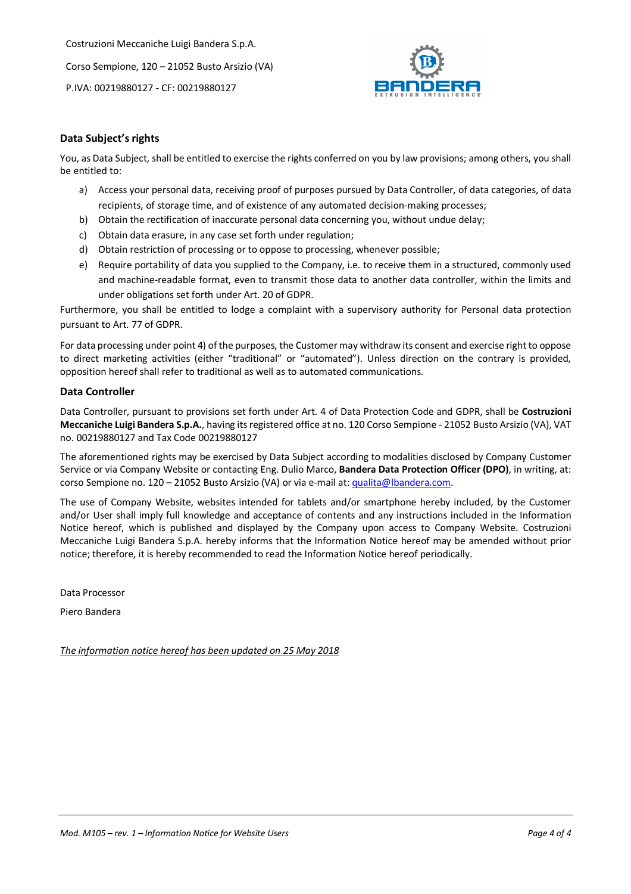Costruzioni Meccaniche Luigi Bandera S.p.A.

Corso Sempione, 120 – 21052 Busto Arsizio (VA)

P.IVA: 00219880127 - CF: 00219880127

### Data Subject's rights

You, as Data Subject, shall be entitled to exercise the rights conferred on you by law provisions; among others, you shall be entitled to:

a) Access your personal data, receiving proof of purposes pursued by Data Controller, of data categories, of data recipients, of storage time, and of existence of any automated decision-making processes;
b) Obtain the rectification of inaccurate personal data concerning you, without undue delay;
c) Obtain data erasure, in any case set forth under regulation;
d) Obtain restriction of processing or to oppose to processing, whenever possible;
e) Require portability of data you supplied to the Company, i.e. to receive them in a structured, commonly used and machine-readable format, even to transmit those data to another data controller, within the limits and under obligations set forth under Art. 20 of GDPR.

Furthermore, you shall be entitled to lodge a complaint with a supervisory authority for Personal data protection pursuant to Art. 77 of GDPR.

For data processing under point 4) of the purposes, the Customer may withdraw its consent and exercise right to oppose to direct marketing activities (either "traditional" or "automated"). Unless direction on the contrary is provided, opposition hereof shall refer to traditional as well as to automated communications.

### Data Controller

Data Controller, pursuant to provisions set forth under Art. 4 of Data Protection Code and GDPR, shall be **Costruzioni Meccaniche Luigi Bandera S.p.A.**, having its registered office at no. 120 Corso Sempione - 21052 Busto Arsizio (VA), VAT no. 00219880127 and Tax Code 00219880127

The aforementioned rights may be exercised by Data Subject according to modalities disclosed by Company Customer Service or via Company Website or contacting Eng. Dulio Marco, **Bandera Data Protection Officer (DPO)**, in writing, at: corso Sempione no. 120 – 21052 Busto Arsizio (VA) or via e-mail at: qualita@lbandera.com.

The use of Company Website, websites intended for tablets and/or smartphone hereby included, by the Customer and/or User shall imply full knowledge and acceptance of contents and any instructions included in the Information Notice hereof, which is published and displayed by the Company upon access to Company Website. Costruzioni Meccaniche Luigi Bandera S.p.A. hereby informs that the Information Notice hereof may be amended without prior notice; therefore, it is hereby recommended to read the Information Notice hereof periodically.

Data Processor

Piero Bandera

*The information notice hereof has been updated on 25 May 2018*